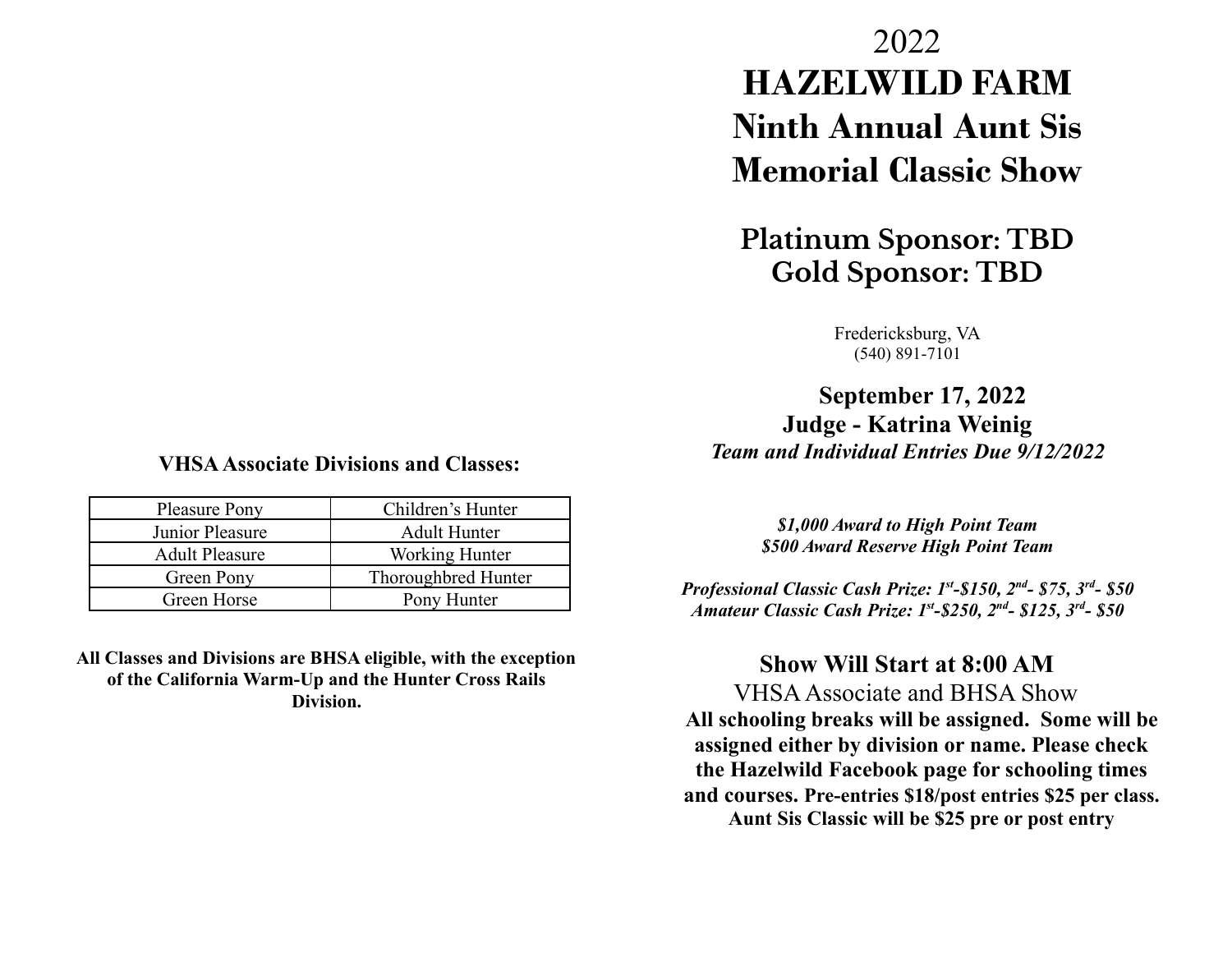# 2022 HAZELWILD FARM Ninth Annual Aunt Sis Memorial Classic Show

## Platinum Sponsor: TBD
## Gold Sponsor: TBD

Fredericksburg, VA
(540) 891-7101

**September 17, 2022**
**Judge - Katrina Weinig**
***Team and Individual Entries Due 9/12/2022***

***$1,000 Award to High Point Team***
***$500 Award Reserve High Point Team***

***Professional Classic Cash Prize: 1st-$150, 2nd- $75, 3rd- $50***
***Amateur Classic Cash Prize: 1st-$250, 2nd- $125, 3rd- $50***

**Show Will Start at 8:00 AM**

VHSA Associate and BHSA Show

**All schooling breaks will be assigned. Some will be assigned either by division or name. Please check the Hazelwild Facebook page for schooling times and courses. Pre-entries $18/post entries $25 per class. Aunt Sis Classic will be $25 pre or post entry**

**VHSA Associate Divisions and Classes:**

| | |
|---|---|
| Pleasure Pony | Children's Hunter |
| Junior Pleasure | Adult Hunter |
| Adult Pleasure | Working Hunter |
| Green Pony | Thoroughbred Hunter |
| Green Horse | Pony Hunter |

**All Classes and Divisions are BHSA eligible, with the exception of the California Warm-Up and the Hunter Cross Rails Division.**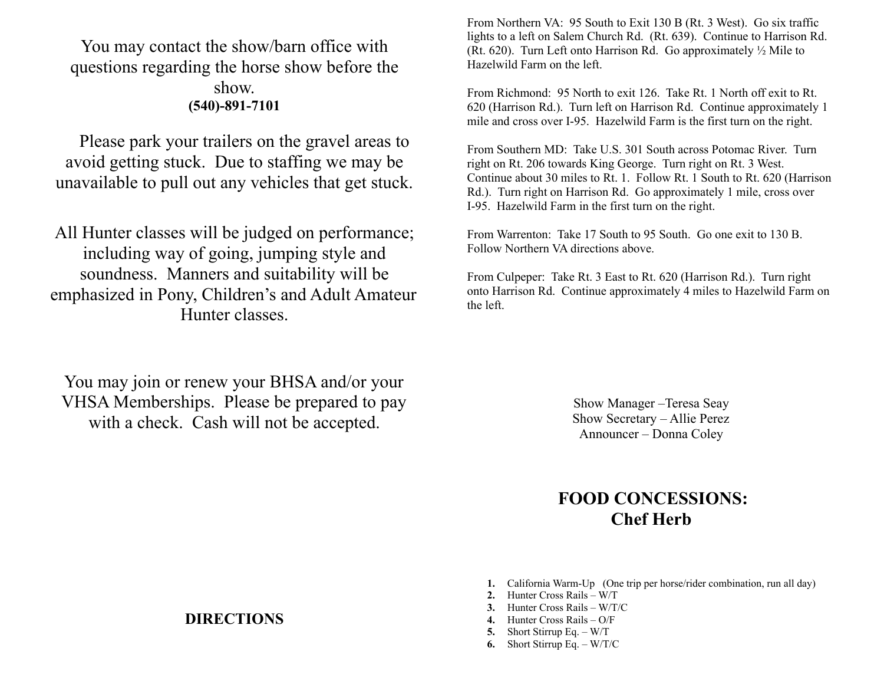You may contact the show/barn office with questions regarding the horse show before the show.
**(540)-891-7101**

Please park your trailers on the gravel areas to avoid getting stuck. Due to staffing we may be unavailable to pull out any vehicles that get stuck.

All Hunter classes will be judged on performance; including way of going, jumping style and soundness. Manners and suitability will be emphasized in Pony, Children's and Adult Amateur Hunter classes.

You may join or renew your BHSA and/or your VHSA Memberships. Please be prepared to pay with a check. Cash will not be accepted.

**DIRECTIONS**

From Northern VA: 95 South to Exit 130 B (Rt. 3 West). Go six traffic lights to a left on Salem Church Rd. (Rt. 639). Continue to Harrison Rd. (Rt. 620). Turn Left onto Harrison Rd. Go approximately ½ Mile to Hazelwild Farm on the left.

From Richmond: 95 North to exit 126. Take Rt. 1 North off exit to Rt. 620 (Harrison Rd.). Turn left on Harrison Rd. Continue approximately 1 mile and cross over I-95. Hazelwild Farm is the first turn on the right.

From Southern MD: Take U.S. 301 South across Potomac River. Turn right on Rt. 206 towards King George. Turn right on Rt. 3 West. Continue about 30 miles to Rt. 1. Follow Rt. 1 South to Rt. 620 (Harrison Rd.). Turn right on Harrison Rd. Go approximately 1 mile, cross over I-95. Hazelwild Farm in the first turn on the right.

From Warrenton: Take 17 South to 95 South. Go one exit to 130 B. Follow Northern VA directions above.

From Culpeper: Take Rt. 3 East to Rt. 620 (Harrison Rd.). Turn right onto Harrison Rd. Continue approximately 4 miles to Hazelwild Farm on the left.

Show Manager –Teresa Seay
Show Secretary – Allie Perez
Announcer – Donna Coley

**FOOD CONCESSIONS:**
**Chef Herb**

1. California Warm-Up (One trip per horse/rider combination, run all day)
2. Hunter Cross Rails – W/T
3. Hunter Cross Rails – W/T/C
4. Hunter Cross Rails – O/F
5. Short Stirrup Eq. – W/T
6. Short Stirrup Eq. – W/T/C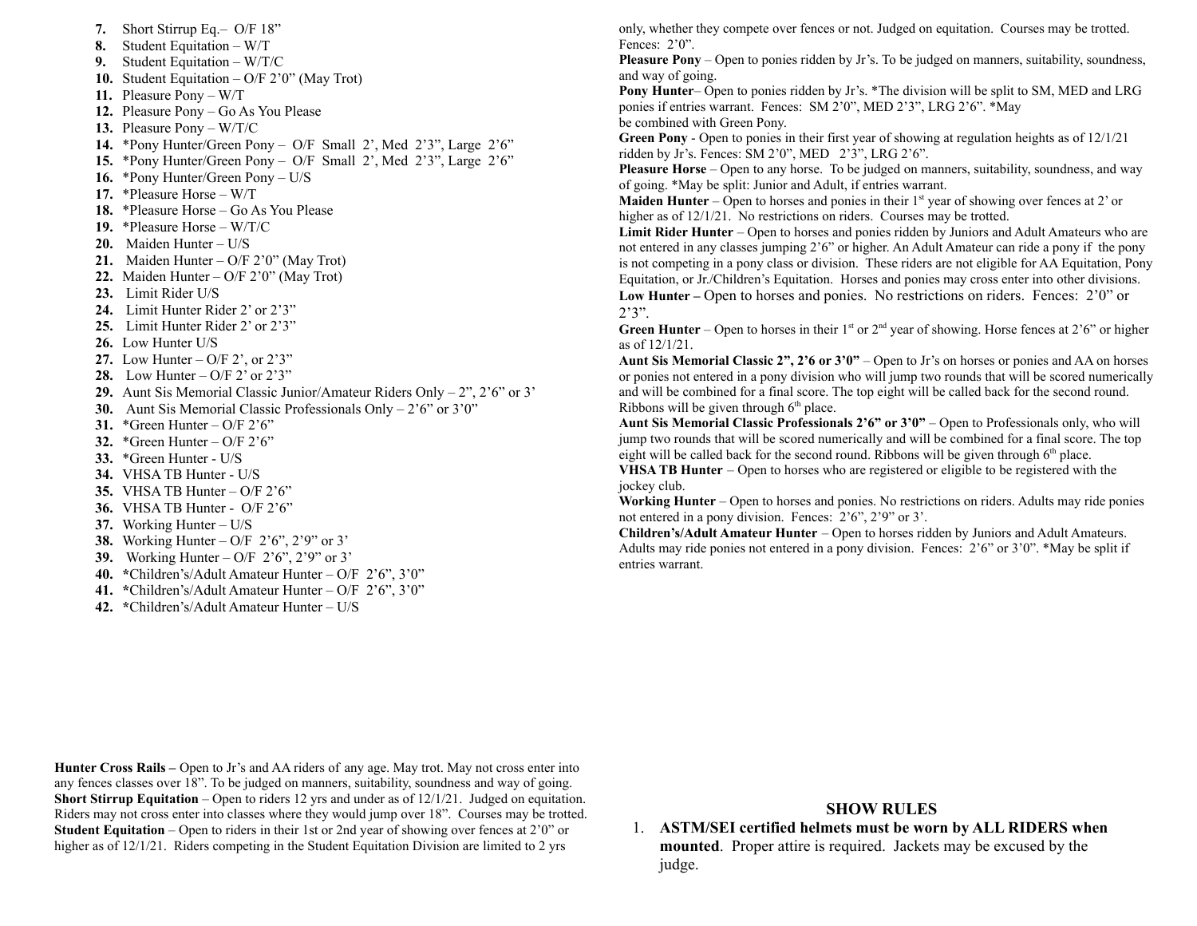7. Short Stirrup Eq.– O/F 18"
8. Student Equitation – W/T
9. Student Equitation – W/T/C
10. Student Equitation – O/F 2'0" (May Trot)
11. Pleasure Pony – W/T
12. Pleasure Pony – Go As You Please
13. Pleasure Pony – W/T/C
14. *Pony Hunter/Green Pony – O/F Small 2', Med 2'3", Large 2'6"
15. *Pony Hunter/Green Pony – O/F Small 2', Med 2'3", Large 2'6"
16. *Pony Hunter/Green Pony – U/S
17. *Pleasure Horse – W/T
18. *Pleasure Horse – Go As You Please
19. *Pleasure Horse – W/T/C
20. Maiden Hunter – U/S
21. Maiden Hunter – O/F 2'0" (May Trot)
22. Maiden Hunter – O/F 2'0" (May Trot)
23. Limit Rider U/S
24. Limit Hunter Rider 2' or 2'3"
25. Limit Hunter Rider 2' or 2'3"
26. Low Hunter U/S
27. Low Hunter – O/F 2', or 2'3"
28. Low Hunter – O/F 2' or 2'3"
29. Aunt Sis Memorial Classic Junior/Amateur Riders Only – 2", 2'6" or 3'
30. Aunt Sis Memorial Classic Professionals Only – 2'6" or 3'0"
31. *Green Hunter – O/F 2'6"
32. *Green Hunter – O/F 2'6"
33. *Green Hunter - U/S
34. VHSA TB Hunter - U/S
35. VHSA TB Hunter – O/F 2'6"
36. VHSA TB Hunter - O/F 2'6"
37. Working Hunter – U/S
38. Working Hunter – O/F 2'6", 2'9" or 3'
39. Working Hunter – O/F 2'6", 2'9" or 3'
40. *Children's/Adult Amateur Hunter – O/F 2'6", 3'0"
41. *Children's/Adult Amateur Hunter – O/F 2'6", 3'0"
42. *Children's/Adult Amateur Hunter – U/S

**Hunter Cross Rails –** Open to Jr's and AA riders of any age. May trot. May not cross enter into any fences classes over 18". To be judged on manners, suitability, soundness and way of going.
**Short Stirrup Equitation** – Open to riders 12 yrs and under as of 12/1/21. Judged on equitation. Riders may not cross enter into classes where they would jump over 18". Courses may be trotted.
**Student Equitation** – Open to riders in their 1st or 2nd year of showing over fences at 2'0" or higher as of 12/1/21. Riders competing in the Student Equitation Division are limited to 2 yrs only, whether they compete over fences or not. Judged on equitation. Courses may be trotted. Fences: 2'0".
**Pleasure Pony** – Open to ponies ridden by Jr's. To be judged on manners, suitability, soundness, and way of going.
**Pony Hunter**– Open to ponies ridden by Jr's. *The division will be split to SM, MED and LRG ponies if entries warrant. Fences: SM 2'0", MED 2'3", LRG 2'6". *May be combined with Green Pony.
**Green Pony** - Open to ponies in their first year of showing at regulation heights as of 12/1/21 ridden by Jr's. Fences: SM 2'0", MED 2'3", LRG 2'6".
**Pleasure Horse** – Open to any horse. To be judged on manners, suitability, soundness, and way of going. *May be split: Junior and Adult, if entries warrant.
**Maiden Hunter** – Open to horses and ponies in their 1st year of showing over fences at 2' or higher as of 12/1/21. No restrictions on riders. Courses may be trotted.
**Limit Rider Hunter** – Open to horses and ponies ridden by Juniors and Adult Amateurs who are not entered in any classes jumping 2'6" or higher. An Adult Amateur can ride a pony if the pony is not competing in a pony class or division. These riders are not eligible for AA Equitation, Pony Equitation, or Jr./Children's Equitation. Horses and ponies may cross enter into other divisions.
**Low Hunter –** Open to horses and ponies. No restrictions on riders. Fences: 2'0" or 2'3".
**Green Hunter** – Open to horses in their 1st or 2nd year of showing. Horse fences at 2'6" or higher as of 12/1/21.
**Aunt Sis Memorial Classic 2", 2'6 or 3'0"** – Open to Jr's on horses or ponies and AA on horses or ponies not entered in a pony division who will jump two rounds that will be scored numerically and will be combined for a final score. The top eight will be called back for the second round. Ribbons will be given through 6th place.
**Aunt Sis Memorial Classic Professionals 2'6" or 3'0"** – Open to Professionals only, who will jump two rounds that will be scored numerically and will be combined for a final score. The top eight will be called back for the second round. Ribbons will be given through 6th place.
**VHSA TB Hunter** – Open to horses who are registered or eligible to be registered with the jockey club.
**Working Hunter** – Open to horses and ponies. No restrictions on riders. Adults may ride ponies not entered in a pony division. Fences: 2'6", 2'9" or 3'.
**Children's/Adult Amateur Hunter** – Open to horses ridden by Juniors and Adult Amateurs. Adults may ride ponies not entered in a pony division. Fences: 2'6" or 3'0". *May be split if entries warrant.

## SHOW RULES

1. **ASTM/SEI certified helmets must be worn by ALL RIDERS when mounted**. Proper attire is required. Jackets may be excused by the judge.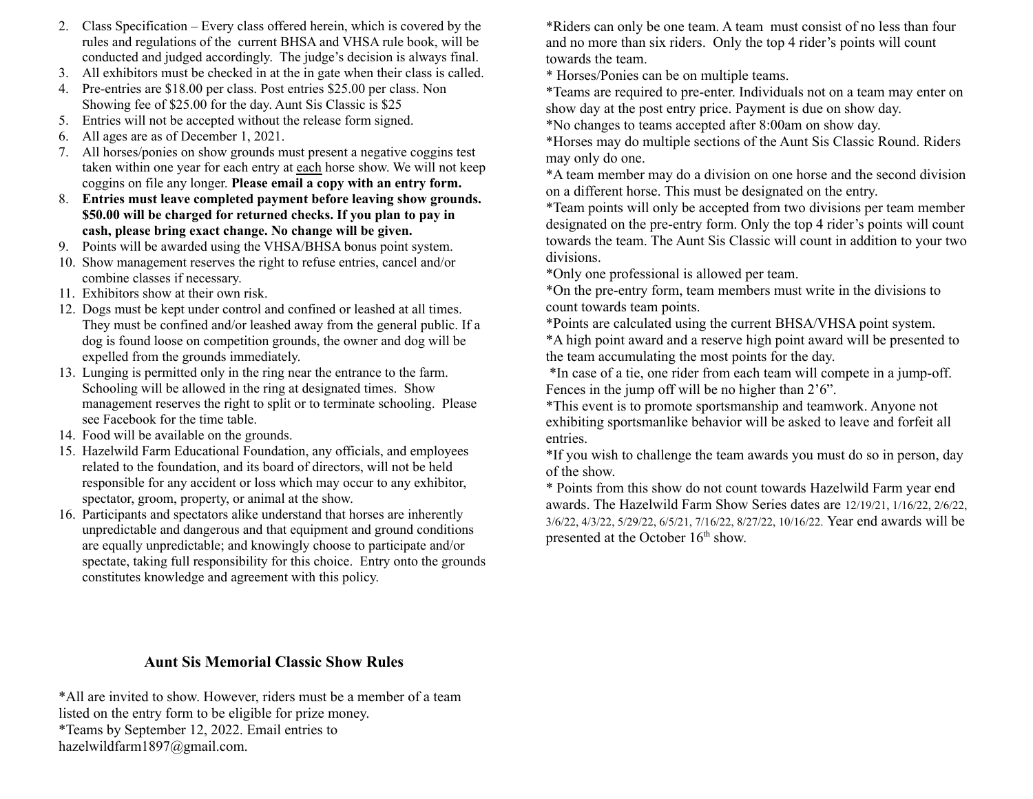2. Class Specification – Every class offered herein, which is covered by the rules and regulations of the current BHSA and VHSA rule book, will be conducted and judged accordingly. The judge's decision is always final.
3. All exhibitors must be checked in at the in gate when their class is called.
4. Pre-entries are $18.00 per class. Post entries $25.00 per class. Non Showing fee of $25.00 for the day. Aunt Sis Classic is $25
5. Entries will not be accepted without the release form signed.
6. All ages are as of December 1, 2021.
7. All horses/ponies on show grounds must present a negative coggins test taken within one year for each entry at each horse show. We will not keep coggins on file any longer. **Please email a copy with an entry form.**
8. **Entries must leave completed payment before leaving show grounds. $50.00 will be charged for returned checks. If you plan to pay in cash, please bring exact change. No change will be given.**
9. Points will be awarded using the VHSA/BHSA bonus point system.
10. Show management reserves the right to refuse entries, cancel and/or combine classes if necessary.
11. Exhibitors show at their own risk.
12. Dogs must be kept under control and confined or leashed at all times. They must be confined and/or leashed away from the general public. If a dog is found loose on competition grounds, the owner and dog will be expelled from the grounds immediately.
13. Lunging is permitted only in the ring near the entrance to the farm. Schooling will be allowed in the ring at designated times. Show management reserves the right to split or to terminate schooling. Please see Facebook for the time table.
14. Food will be available on the grounds.
15. Hazelwild Farm Educational Foundation, any officials, and employees related to the foundation, and its board of directors, will not be held responsible for any accident or loss which may occur to any exhibitor, spectator, groom, property, or animal at the show.
16. Participants and spectators alike understand that horses are inherently unpredictable and dangerous and that equipment and ground conditions are equally unpredictable; and knowingly choose to participate and/or spectate, taking full responsibility for this choice. Entry onto the grounds constitutes knowledge and agreement with this policy.

## Aunt Sis Memorial Classic Show Rules

*All are invited to show. However, riders must be a member of a team listed on the entry form to be eligible for prize money.
*Teams by September 12, 2022. Email entries to hazelwildfarm1897@gmail.com.
*Riders can only be one team. A team must consist of no less than four and no more than six riders. Only the top 4 rider's points will count towards the team.
* Horses/Ponies can be on multiple teams.
*Teams are required to pre-enter. Individuals not on a team may enter on show day at the post entry price. Payment is due on show day.
*No changes to teams accepted after 8:00am on show day.
*Horses may do multiple sections of the Aunt Sis Classic Round. Riders may only do one.
*A team member may do a division on one horse and the second division on a different horse. This must be designated on the entry.
*Team points will only be accepted from two divisions per team member designated on the pre-entry form. Only the top 4 rider's points will count towards the team. The Aunt Sis Classic will count in addition to your two divisions.
*Only one professional is allowed per team.
*On the pre-entry form, team members must write in the divisions to count towards team points.
*Points are calculated using the current BHSA/VHSA point system.
*A high point award and a reserve high point award will be presented to the team accumulating the most points for the day.
*In case of a tie, one rider from each team will compete in a jump-off. Fences in the jump off will be no higher than 2'6".
*This event is to promote sportsmanship and teamwork. Anyone not exhibiting sportsmanlike behavior will be asked to leave and forfeit all entries.
*If you wish to challenge the team awards you must do so in person, day of the show.
* Points from this show do not count towards Hazelwild Farm year end awards. The Hazelwild Farm Show Series dates are 12/19/21, 1/16/22, 2/6/22, 3/6/22, 4/3/22, 5/29/22, 6/5/21, 7/16/22, 8/27/22, 10/16/22. Year end awards will be presented at the October 16th show.